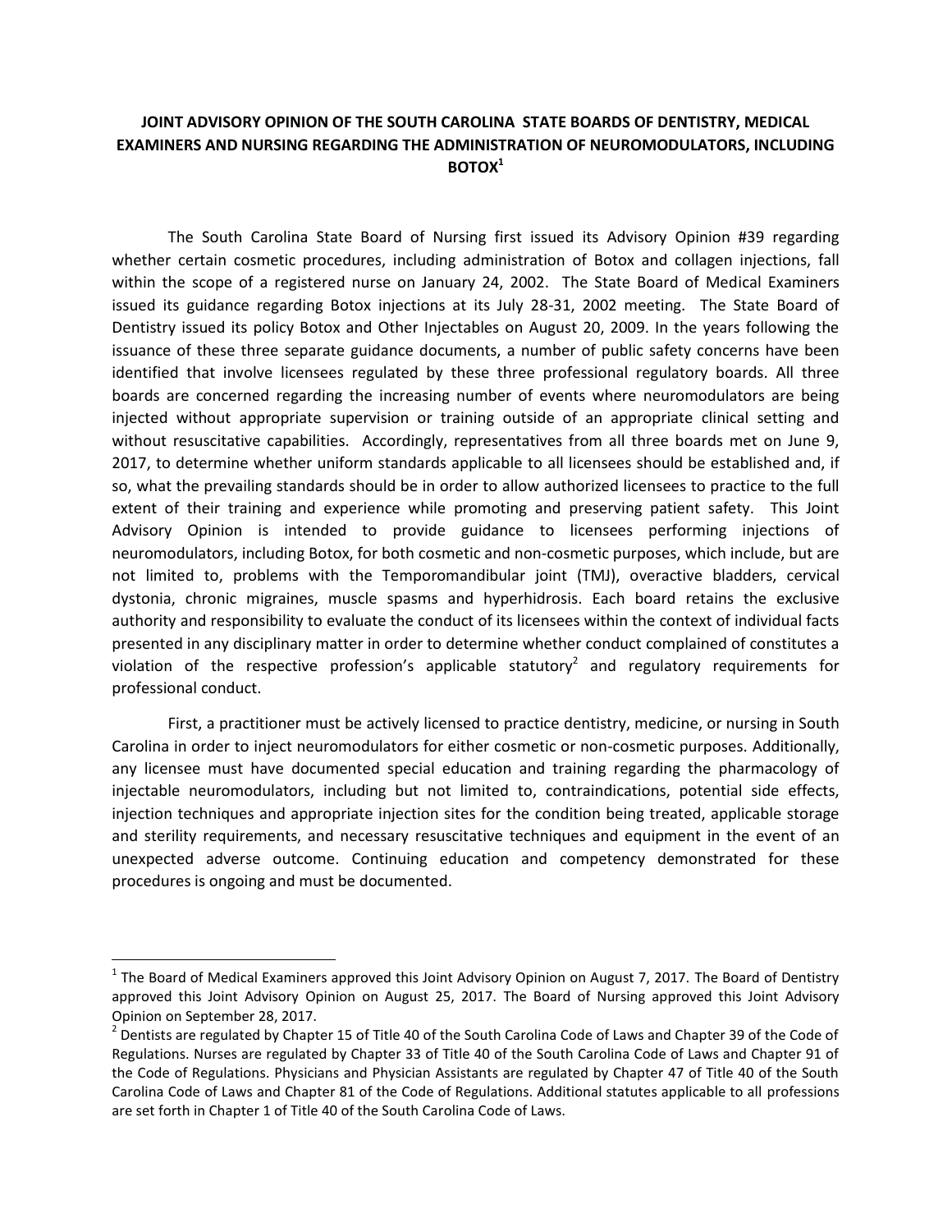# JOINT ADVISORY OPINION OF THE SOUTH CAROLINA STATE BOARDS OF DENTISTRY, MEDICAL EXAMINERS AND NURSING REGARDING THE ADMINISTRATION OF NEUROMODULATORS, INCLUDING BOTOX[1]

The South Carolina State Board of Nursing first issued its Advisory Opinion #39 regarding whether certain cosmetic procedures, including administration of Botox and collagen injections, fall within the scope of a registered nurse on January 24, 2002. The State Board of Medical Examiners issued its guidance regarding Botox injections at its July 28-31, 2002 meeting. The State Board of Dentistry issued its policy Botox and Other Injectables on August 20, 2009. In the years following the issuance of these three separate guidance documents, a number of public safety concerns have been identified that involve licensees regulated by these three professional regulatory boards. All three boards are concerned regarding the increasing number of events where neuromodulators are being injected without appropriate supervision or training outside of an appropriate clinical setting and without resuscitative capabilities. Accordingly, representatives from all three boards met on June 9, 2017, to determine whether uniform standards applicable to all licensees should be established and, if so, what the prevailing standards should be in order to allow authorized licensees to practice to the full extent of their training and experience while promoting and preserving patient safety. This Joint Advisory Opinion is intended to provide guidance to licensees performing injections of neuromodulators, including Botox, for both cosmetic and non-cosmetic purposes, which include, but are not limited to, problems with the Temporomandibular joint (TMJ), overactive bladders, cervical dystonia, chronic migraines, muscle spasms and hyperhidrosis. Each board retains the exclusive authority and responsibility to evaluate the conduct of its licensees within the context of individual facts presented in any disciplinary matter in order to determine whether conduct complained of constitutes a violation of the respective profession's applicable statutory[2] and regulatory requirements for professional conduct.

First, a practitioner must be actively licensed to practice dentistry, medicine, or nursing in South Carolina in order to inject neuromodulators for either cosmetic or non-cosmetic purposes. Additionally, any licensee must have documented special education and training regarding the pharmacology of injectable neuromodulators, including but not limited to, contraindications, potential side effects, injection techniques and appropriate injection sites for the condition being treated, applicable storage and sterility requirements, and necessary resuscitative techniques and equipment in the event of an unexpected adverse outcome. Continuing education and competency demonstrated for these procedures is ongoing and must be documented.

---

[1] The Board of Medical Examiners approved this Joint Advisory Opinion on August 7, 2017. The Board of Dentistry approved this Joint Advisory Opinion on August 25, 2017. The Board of Nursing approved this Joint Advisory Opinion on September 28, 2017.

[2] Dentists are regulated by Chapter 15 of Title 40 of the South Carolina Code of Laws and Chapter 39 of the Code of Regulations. Nurses are regulated by Chapter 33 of Title 40 of the South Carolina Code of Laws and Chapter 91 of the Code of Regulations. Physicians and Physician Assistants are regulated by Chapter 47 of Title 40 of the South Carolina Code of Laws and Chapter 81 of the Code of Regulations. Additional statutes applicable to all professions are set forth in Chapter 1 of Title 40 of the South Carolina Code of Laws.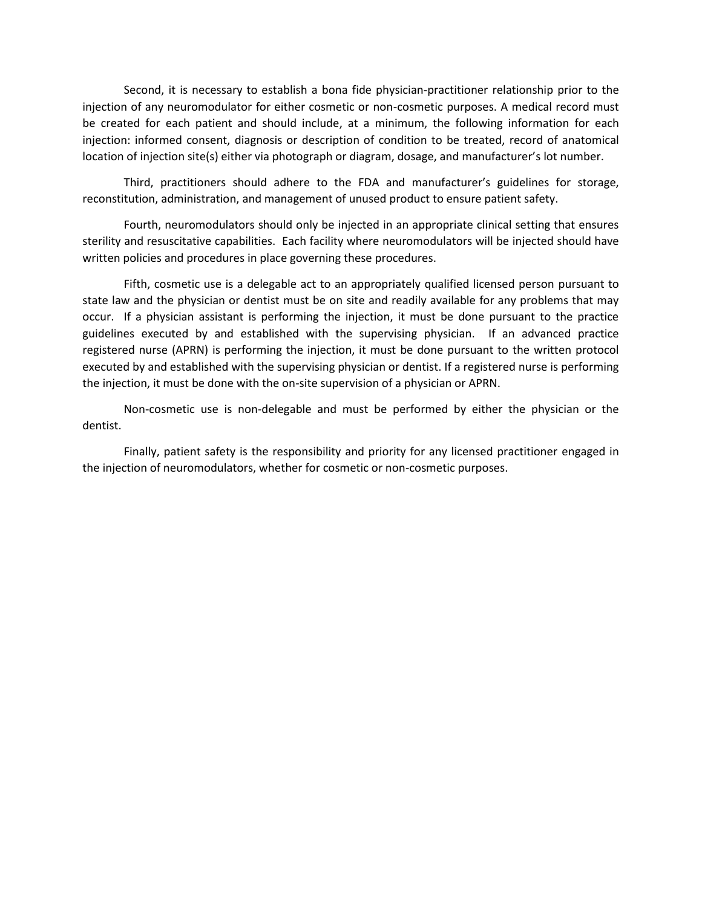Second, it is necessary to establish a bona fide physician-practitioner relationship prior to the injection of any neuromodulator for either cosmetic or non-cosmetic purposes. A medical record must be created for each patient and should include, at a minimum, the following information for each injection: informed consent, diagnosis or description of condition to be treated, record of anatomical location of injection site(s) either via photograph or diagram, dosage, and manufacturer's lot number.

Third, practitioners should adhere to the FDA and manufacturer's guidelines for storage, reconstitution, administration, and management of unused product to ensure patient safety.

Fourth, neuromodulators should only be injected in an appropriate clinical setting that ensures sterility and resuscitative capabilities. Each facility where neuromodulators will be injected should have written policies and procedures in place governing these procedures.

Fifth, cosmetic use is a delegable act to an appropriately qualified licensed person pursuant to state law and the physician or dentist must be on site and readily available for any problems that may occur. If a physician assistant is performing the injection, it must be done pursuant to the practice guidelines executed by and established with the supervising physician. If an advanced practice registered nurse (APRN) is performing the injection, it must be done pursuant to the written protocol executed by and established with the supervising physician or dentist. If a registered nurse is performing the injection, it must be done with the on-site supervision of a physician or APRN.

Non-cosmetic use is non-delegable and must be performed by either the physician or the dentist.

Finally, patient safety is the responsibility and priority for any licensed practitioner engaged in the injection of neuromodulators, whether for cosmetic or non-cosmetic purposes.